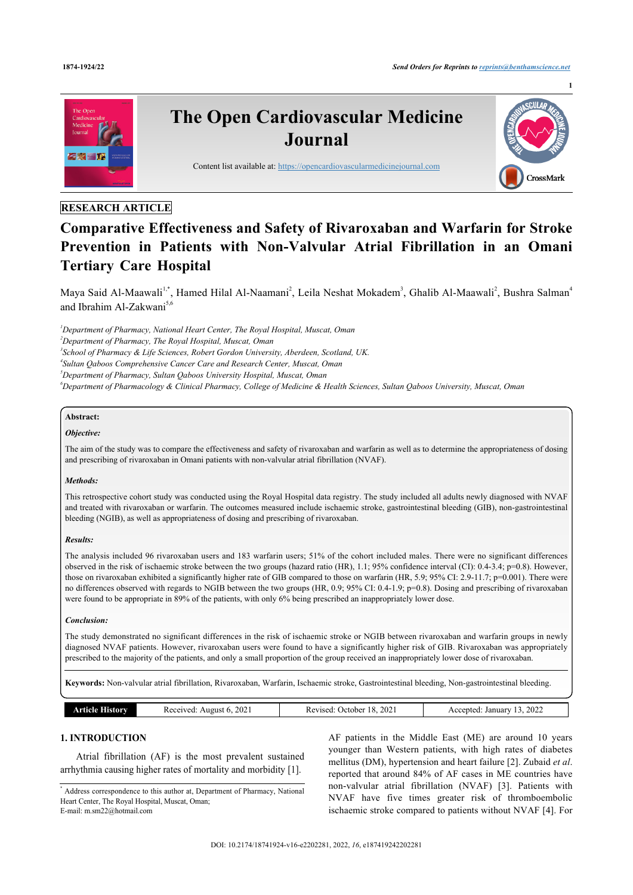RESEARCH ARTICLE

# Comparative Effectiveness and Safety of Rivaroxaban and Warfarin for Stroke Prevention in Patients with Non-Valvular Atrial Fibrillation in an Omani Tertiary Care Hospital

Maya Said Al-Maawali[1,*], Hamed Hilal Al-Naamani[2], Leila Neshat Mokadem[3], Ghalib Al-Maawali[2], Bushra Salman[4] and Ibrahim Al-Zakwani[5,6]

[1]*Department of Pharmacy, National Heart Center, The Royal Hospital, Muscat, Oman*
[2]*Department of Pharmacy, The Royal Hospital, Muscat, Oman*
[3]*School of Pharmacy & Life Sciences, Robert Gordon University, Aberdeen, Scotland, UK.*
[4]*Sultan Qaboos Comprehensive Cancer Care and Research Center, Muscat, Oman*
[5]*Department of Pharmacy, Sultan Qaboos University Hospital, Muscat, Oman*
[6]*Department of Pharmacology & Clinical Pharmacy, College of Medicine & Health Sciences, Sultan Qaboos University, Muscat, Oman*

**Abstract:**

***Objective:***

The aim of the study was to compare the effectiveness and safety of rivaroxaban and warfarin as well as to determine the appropriateness of dosing and prescribing of rivaroxaban in Omani patients with non-valvular atrial fibrillation (NVAF).

***Methods:***

This retrospective cohort study was conducted using the Royal Hospital data registry. The study included all adults newly diagnosed with NVAF and treated with rivaroxaban or warfarin. The outcomes measured include ischaemic stroke, gastrointestinal bleeding (GIB), non-gastrointestinal bleeding (NGIB), as well as appropriateness of dosing and prescribing of rivaroxaban.

***Results:***

The analysis included 96 rivaroxaban users and 183 warfarin users; 51% of the cohort included males. There were no significant differences observed in the risk of ischaemic stroke between the two groups (hazard ratio (HR), 1.1; 95% confidence interval (CI): 0.4-3.4; p=0.8). However, those on rivaroxaban exhibited a significantly higher rate of GIB compared to those on warfarin (HR, 5.9; 95% CI: 2.9-11.7; p=0.001). There were no differences observed with regards to NGIB between the two groups (HR, 0.9; 95% CI: 0.4-1.9; p=0.8). Dosing and prescribing of rivaroxaban were found to be appropriate in 89% of the patients, with only 6% being prescribed an inappropriately lower dose.

***Conclusion:***

The study demonstrated no significant differences in the risk of ischaemic stroke or NGIB between rivaroxaban and warfarin groups in newly diagnosed NVAF patients. However, rivaroxaban users were found to have a significantly higher risk of GIB. Rivaroxaban was appropriately prescribed to the majority of the patients, and only a small proportion of the group received an inappropriately lower dose of rivaroxaban.

**Keywords:** Non-valvular atrial fibrillation, Rivaroxaban, Warfarin, Ischaemic stroke, Gastrointestinal bleeding, Non-gastrointestinal bleeding.

| Article History | Received: August 6, 2021 | Revised: October 18, 2021 | Accepted: January 13, 2022 |
|---|---|---|---|

## 1. INTRODUCTION

Atrial fibrillation (AF) is the most prevalent sustained arrhythmia causing higher rates of mortality and morbidity [1]. AF patients in the Middle East (ME) are around 10 years younger than Western patients, with high rates of diabetes mellitus (DM), hypertension and heart failure [2]. Zubaid *et al*. reported that around 84% of AF cases in ME countries have non-valvular atrial fibrillation (NVAF) [3]. Patients with NVAF have five times greater risk of thromboembolic ischaemic stroke compared to patients without NVAF [4]. For

* Address correspondence to this author at, Department of Pharmacy, National Heart Center, The Royal Hospital, Muscat, Oman;
E-mail: m.sm22@hotmail.com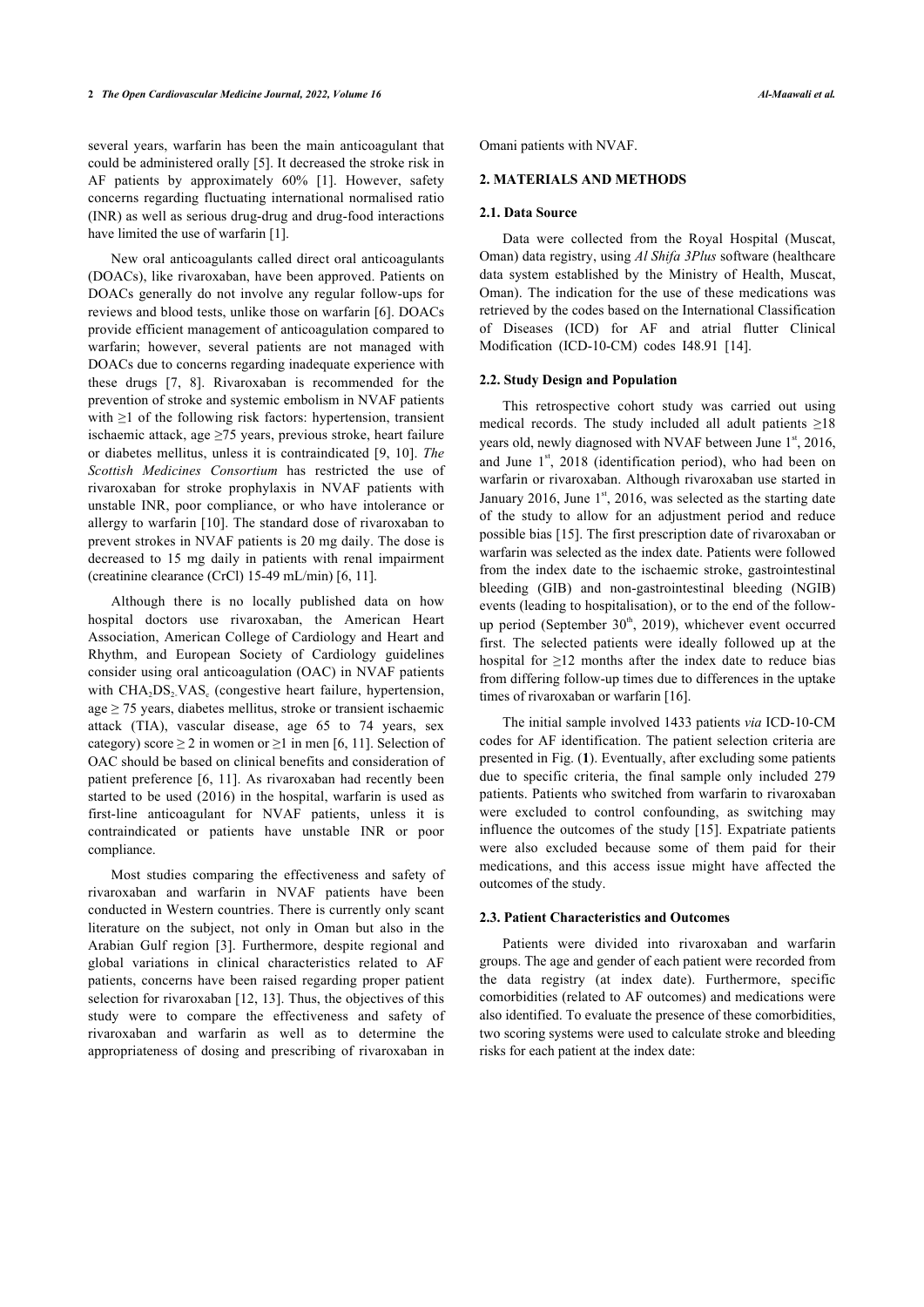several years, warfarin has been the main anticoagulant that could be administered orally [5]. It decreased the stroke risk in AF patients by approximately 60% [1]. However, safety concerns regarding fluctuating international normalised ratio (INR) as well as serious drug-drug and drug-food interactions have limited the use of warfarin [1].

New oral anticoagulants called direct oral anticoagulants (DOACs), like rivaroxaban, have been approved. Patients on DOACs generally do not involve any regular follow-ups for reviews and blood tests, unlike those on warfarin [6]. DOACs provide efficient management of anticoagulation compared to warfarin; however, several patients are not managed with DOACs due to concerns regarding inadequate experience with these drugs [7, 8]. Rivaroxaban is recommended for the prevention of stroke and systemic embolism in NVAF patients with ≥1 of the following risk factors: hypertension, transient ischaemic attack, age ≥75 years, previous stroke, heart failure or diabetes mellitus, unless it is contraindicated [9, 10]. *The Scottish Medicines Consortium* has restricted the use of rivaroxaban for stroke prophylaxis in NVAF patients with unstable INR, poor compliance, or who have intolerance or allergy to warfarin [10]. The standard dose of rivaroxaban to prevent strokes in NVAF patients is 20 mg daily. The dose is decreased to 15 mg daily in patients with renal impairment (creatinine clearance (CrCl) 15-49 mL/min) [6, 11].

Although there is no locally published data on how hospital doctors use rivaroxaban, the American Heart Association, American College of Cardiology and Heart and Rhythm, and European Society of Cardiology guidelines consider using oral anticoagulation (OAC) in NVAF patients with $CHA_2DS_2VAS_c$ (congestive heart failure, hypertension, age ≥ 75 years, diabetes mellitus, stroke or transient ischaemic attack (TIA), vascular disease, age 65 to 74 years, sex category) score ≥ 2 in women or ≥1 in men [6, 11]. Selection of OAC should be based on clinical benefits and consideration of patient preference [6, 11]. As rivaroxaban had recently been started to be used (2016) in the hospital, warfarin is used as first-line anticoagulant for NVAF patients, unless it is contraindicated or patients have unstable INR or poor compliance.

Most studies comparing the effectiveness and safety of rivaroxaban and warfarin in NVAF patients have been conducted in Western countries. There is currently only scant literature on the subject, not only in Oman but also in the Arabian Gulf region [3]. Furthermore, despite regional and global variations in clinical characteristics related to AF patients, concerns have been raised regarding proper patient selection for rivaroxaban [12, 13]. Thus, the objectives of this study were to compare the effectiveness and safety of rivaroxaban and warfarin as well as to determine the appropriateness of dosing and prescribing of rivaroxaban in Omani patients with NVAF.

## 2. MATERIALS AND METHODS

### 2.1. Data Source

Data were collected from the Royal Hospital (Muscat, Oman) data registry, using *Al Shifa 3Plus* software (healthcare data system established by the Ministry of Health, Muscat, Oman). The indication for the use of these medications was retrieved by the codes based on the International Classification of Diseases (ICD) for AF and atrial flutter Clinical Modification (ICD-10-CM) codes I48.91 [14].

### 2.2. Study Design and Population

This retrospective cohort study was carried out using medical records. The study included all adult patients ≥18 years old, newly diagnosed with NVAF between June 1st, 2016, and June 1st, 2018 (identification period), who had been on warfarin or rivaroxaban. Although rivaroxaban use started in January 2016, June 1st, 2016, was selected as the starting date of the study to allow for an adjustment period and reduce possible bias [15]. The first prescription date of rivaroxaban or warfarin was selected as the index date. Patients were followed from the index date to the ischaemic stroke, gastrointestinal bleeding (GIB) and non-gastrointestinal bleeding (NGIB) events (leading to hospitalisation), or to the end of the follow-up period (September 30th, 2019), whichever event occurred first. The selected patients were ideally followed up at the hospital for ≥12 months after the index date to reduce bias from differing follow-up times due to differences in the uptake times of rivaroxaban or warfarin [16].

The initial sample involved 1433 patients *via* ICD-10-CM codes for AF identification. The patient selection criteria are presented in Fig. (**1**). Eventually, after excluding some patients due to specific criteria, the final sample only included 279 patients. Patients who switched from warfarin to rivaroxaban were excluded to control confounding, as switching may influence the outcomes of the study [15]. Expatriate patients were also excluded because some of them paid for their medications, and this access issue might have affected the outcomes of the study.

### 2.3. Patient Characteristics and Outcomes

Patients were divided into rivaroxaban and warfarin groups. The age and gender of each patient were recorded from the data registry (at index date). Furthermore, specific comorbidities (related to AF outcomes) and medications were also identified. To evaluate the presence of these comorbidities, two scoring systems were used to calculate stroke and bleeding risks for each patient at the index date: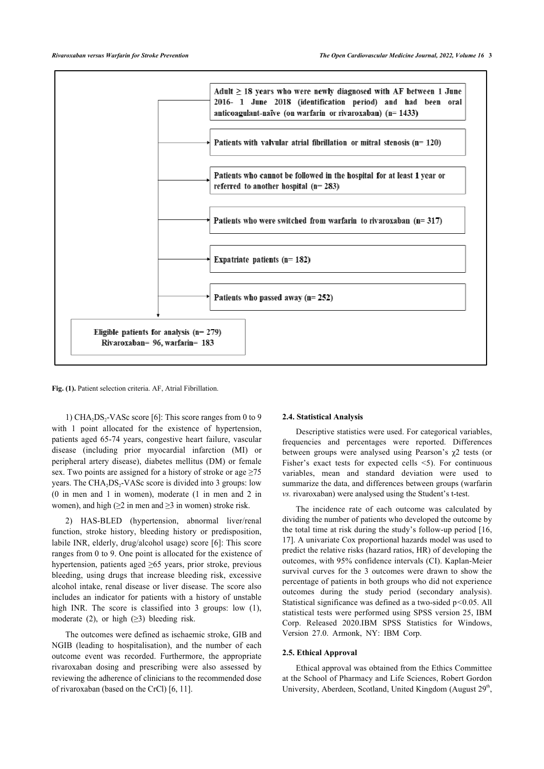Adult ≥ 18 years who were newly diagnosed with AF between 1 June 2016- 1 June 2018 (identification period) and had been oral anticoagulant-naïve (on warfarin or rivaroxaban) (n= 1433)

Patients with valvular atrial fibrillation or mitral stenosis (n= 120)

Patients who cannot be followed in the hospital for at least 1 year or referred to another hospital (n= 283)

Patients who were switched from warfarin to rivaroxaban (n= 317)

Expatriate patients (n= 182)

Patients who passed away (n= 252)

Eligible patients for analysis (n= 279)
Rivaroxaban= 96, warfarin= 183

**Fig. (1).** Patient selection criteria. AF, Atrial Fibrillation.

1) $CHA_2DS_2$-VASc score [6]: This score ranges from 0 to 9 with 1 point allocated for the existence of hypertension, patients aged 65-74 years, congestive heart failure, vascular disease (including prior myocardial infarction (MI) or peripheral artery disease), diabetes mellitus (DM) or female sex. Two points are assigned for a history of stroke or age ≥75 years. The $CHA_2DS_2$-VASc score is divided into 3 groups: low (0 in men and 1 in women), moderate (1 in men and 2 in women), and high (≥2 in men and ≥3 in women) stroke risk.

2) HAS-BLED (hypertension, abnormal liver/renal function, stroke history, bleeding history or predisposition, labile INR, elderly, drug/alcohol usage) score [6]: This score ranges from 0 to 9. One point is allocated for the existence of hypertension, patients aged ≥65 years, prior stroke, previous bleeding, using drugs that increase bleeding risk, excessive alcohol intake, renal disease or liver disease. The score also includes an indicator for patients with a history of unstable high INR. The score is classified into 3 groups: low (1), moderate (2), or high (≥3) bleeding risk.

The outcomes were defined as ischaemic stroke, GIB and NGIB (leading to hospitalisation), and the number of each outcome event was recorded. Furthermore, the appropriate rivaroxaban dosing and prescribing were also assessed by reviewing the adherence of clinicians to the recommended dose of rivaroxaban (based on the CrCl) [6, 11].

### 2.4. Statistical Analysis

Descriptive statistics were used. For categorical variables, frequencies and percentages were reported. Differences between groups were analysed using Pearson's $\chi 2$ tests (or Fisher's exact tests for expected cells <5). For continuous variables, mean and standard deviation were used to summarize the data, and differences between groups (warfarin *vs.* rivaroxaban) were analysed using the Student's t-test.

The incidence rate of each outcome was calculated by dividing the number of patients who developed the outcome by the total time at risk during the study's follow-up period [16, 17]. A univariate Cox proportional hazards model was used to predict the relative risks (hazard ratios, HR) of developing the outcomes, with 95% confidence intervals (CI). Kaplan-Meier survival curves for the 3 outcomes were drawn to show the percentage of patients in both groups who did not experience outcomes during the study period (secondary analysis). Statistical significance was defined as a two-sided $p<0.05$. All statistical tests were performed using SPSS version 25, IBM Corp. Released 2020.IBM SPSS Statistics for Windows, Version 27.0. Armonk, NY: IBM Corp.

### 2.5. Ethical Approval

Ethical approval was obtained from the Ethics Committee at the School of Pharmacy and Life Sciences, Robert Gordon University, Aberdeen, Scotland, United Kingdom (August 29th,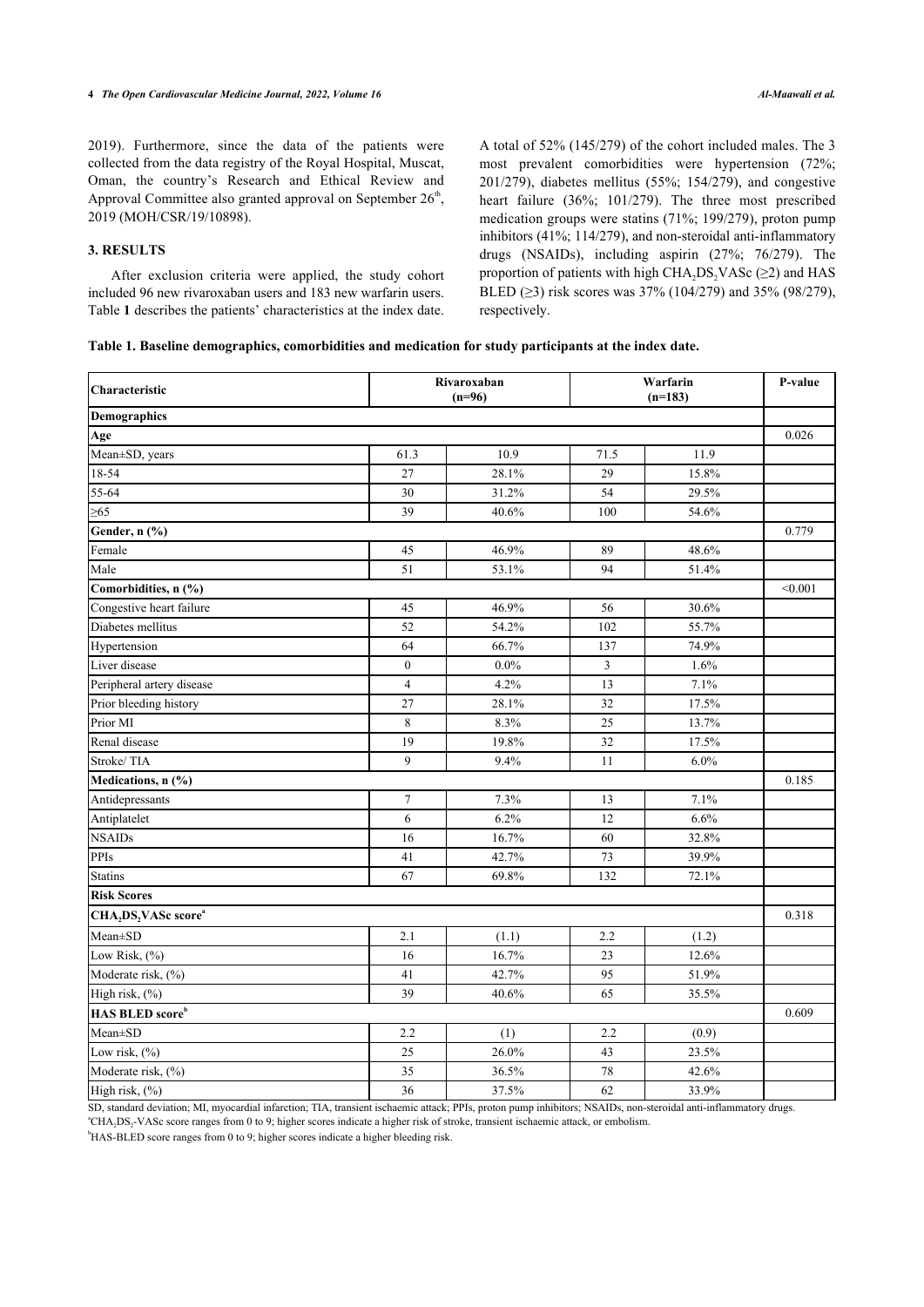2019). Furthermore, since the data of the patients were collected from the data registry of the Royal Hospital, Muscat, Oman, the country's Research and Ethical Review and Approval Committee also granted approval on September 26[th], 2019 (MOH/CSR/19/10898).

## 3. RESULTS

After exclusion criteria were applied, the study cohort included 96 new rivaroxaban users and 183 new warfarin users. Table **1** describes the patients' characteristics at the index date. A total of 52% (145/279) of the cohort included males. The 3 most prevalent comorbidities were hypertension (72%; 201/279), diabetes mellitus (55%; 154/279), and congestive heart failure (36%; 101/279). The three most prescribed medication groups were statins (71%; 199/279), proton pump inhibitors (41%; 114/279), and non-steroidal anti-inflammatory drugs (NSAIDs), including aspirin (27%; 76/279). The proportion of patients with high $CHA_2DS_2VASc$ (≥2) and HAS BLED (≥3) risk scores was 37% (104/279) and 35% (98/279), respectively.

**Table 1. Baseline demographics, comorbidities and medication for study participants at the index date.**

| Characteristic | Rivaroxaban (n=96) | | Warfarin (n=183) | | P-value |
|---|---|---|---|---|---|
| **Demographics** | | | | | |
| **Age** | | | | | 0.026 |
| Mean±SD, years | 61.3 | 10.9 | 71.5 | 11.9 | |
| 18-54 | 27 | 28.1% | 29 | 15.8% | |
| 55-64 | 30 | 31.2% | 54 | 29.5% | |
| ≥65 | 39 | 40.6% | 100 | 54.6% | |
| **Gender, n (%)** | | | | | 0.779 |
| Female | 45 | 46.9% | 89 | 48.6% | |
| Male | 51 | 53.1% | 94 | 51.4% | |
| **Comorbidities, n (%)** | | | | | <0.001 |
| Congestive heart failure | 45 | 46.9% | 56 | 30.6% | |
| Diabetes mellitus | 52 | 54.2% | 102 | 55.7% | |
| Hypertension | 64 | 66.7% | 137 | 74.9% | |
| Liver disease | 0 | 0.0% | 3 | 1.6% | |
| Peripheral artery disease | 4 | 4.2% | 13 | 7.1% | |
| Prior bleeding history | 27 | 28.1% | 32 | 17.5% | |
| Prior MI | 8 | 8.3% | 25 | 13.7% | |
| Renal disease | 19 | 19.8% | 32 | 17.5% | |
| Stroke/ TIA | 9 | 9.4% | 11 | 6.0% | |
| **Medications, n (%)** | | | | | 0.185 |
| Antidepressants | 7 | 7.3% | 13 | 7.1% | |
| Antiplatelet | 6 | 6.2% | 12 | 6.6% | |
| NSAIDs | 16 | 16.7% | 60 | 32.8% | |
| PPIs | 41 | 42.7% | 73 | 39.9% | |
| Statins | 67 | 69.8% | 132 | 72.1% | |
| **Risk Scores** | | | | | |
| **$CHA_2DS_2VASc$ score[a]** | | | | | 0.318 |
| Mean±SD | 2.1 | (1.1) | 2.2 | (1.2) | |
| Low Risk, (%) | 16 | 16.7% | 23 | 12.6% | |
| Moderate risk, (%) | 41 | 42.7% | 95 | 51.9% | |
| High risk, (%) | 39 | 40.6% | 65 | 35.5% | |
| **HAS BLED score[b]** | | | | | 0.609 |
| Mean±SD | 2.2 | (1) | 2.2 | (0.9) | |
| Low risk, (%) | 25 | 26.0% | 43 | 23.5% | |
| Moderate risk, (%) | 35 | 36.5% | 78 | 42.6% | |
| High risk, (%) | 36 | 37.5% | 62 | 33.9% | |

SD, standard deviation; MI, myocardial infarction; TIA, transient ischaemic attack; PPIs, proton pump inhibitors; NSAIDs, non-steroidal anti-inflammatory drugs.
[a]$CHA_2DS_2$-VASc score ranges from 0 to 9; higher scores indicate a higher risk of stroke, transient ischaemic attack, or embolism.
[b]HAS-BLED score ranges from 0 to 9; higher scores indicate a higher bleeding risk.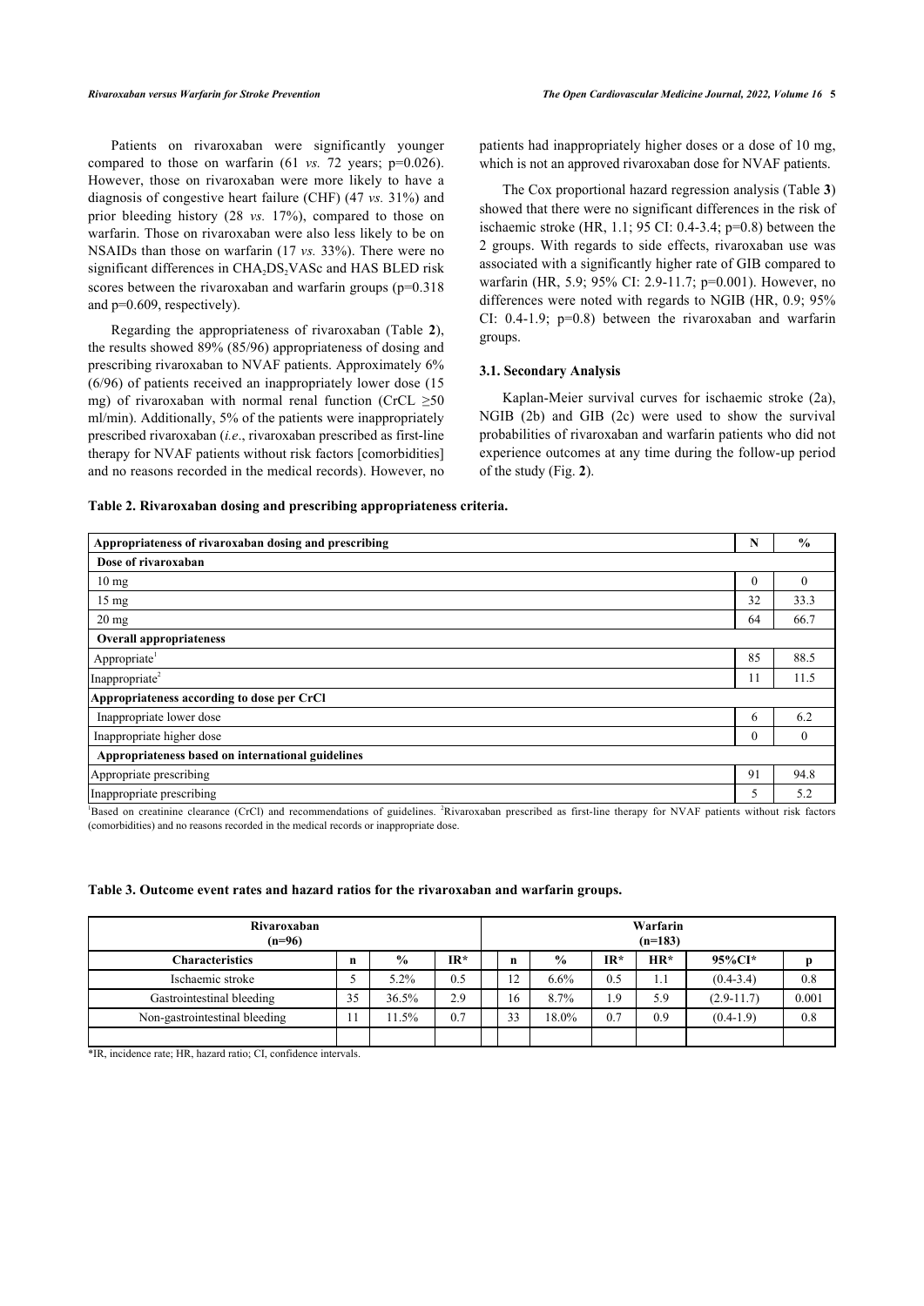Patients on rivaroxaban were significantly younger compared to those on warfarin (61 *vs.* 72 years; p=0.026). However, those on rivaroxaban were more likely to have a diagnosis of congestive heart failure (CHF) (47 *vs.* 31%) and prior bleeding history (28 *vs.* 17%), compared to those on warfarin. Those on rivaroxaban were also less likely to be on NSAIDs than those on warfarin (17 *vs.* 33%). There were no significant differences in $CHA_2DS_2VASc$ and HAS BLED risk scores between the rivaroxaban and warfarin groups (p=0.318 and p=0.609, respectively).

Regarding the appropriateness of rivaroxaban (Table **2**), the results showed 89% (85/96) appropriateness of dosing and prescribing rivaroxaban to NVAF patients. Approximately 6% (6/96) of patients received an inappropriately lower dose (15 mg) of rivaroxaban with normal renal function (CrCL ≥50 ml/min). Additionally, 5% of the patients were inappropriately prescribed rivaroxaban (*i.e*., rivaroxaban prescribed as first-line therapy for NVAF patients without risk factors [comorbidities] and no reasons recorded in the medical records). However, no patients had inappropriately higher doses or a dose of 10 mg, which is not an approved rivaroxaban dose for NVAF patients.

The Cox proportional hazard regression analysis (Table **3**) showed that there were no significant differences in the risk of ischaemic stroke (HR, 1.1; 95 CI: 0.4-3.4; p=0.8) between the 2 groups. With regards to side effects, rivaroxaban use was associated with a significantly higher rate of GIB compared to warfarin (HR, 5.9; 95% CI: 2.9-11.7; p=0.001). However, no differences were noted with regards to NGIB (HR, 0.9; 95% CI: 0.4-1.9; p=0.8) between the rivaroxaban and warfarin groups.

### 3.1. Secondary Analysis

Kaplan-Meier survival curves for ischaemic stroke (2a), NGIB (2b) and GIB (2c) were used to show the survival probabilities of rivaroxaban and warfarin patients who did not experience outcomes at any time during the follow-up period of the study (Fig. **2**).

**Table 2. Rivaroxaban dosing and prescribing appropriateness criteria.**

| Appropriateness of rivaroxaban dosing and prescribing | N | % |
|---|---|---|
| **Dose of rivaroxaban** | | |
| 10 mg | 0 | 0 |
| 15 mg | 32 | 33.3 |
| 20 mg | 64 | 66.7 |
| **Overall appropriateness** | | |
| Appropriate[1] | 85 | 88.5 |
| Inappropriate[2] | 11 | 11.5 |
| **Appropriateness according to dose per CrCl** | | |
| Inappropriate lower dose | 6 | 6.2 |
| Inappropriate higher dose | 0 | 0 |
| **Appropriateness based on international guidelines** | | |
| Appropriate prescribing | 91 | 94.8 |
| Inappropriate prescribing | 5 | 5.2 |

[1]Based on creatinine clearance (CrCl) and recommendations of guidelines. [2]Rivaroxaban prescribed as first-line therapy for NVAF patients without risk factors (comorbidities) and no reasons recorded in the medical records or inappropriate dose.

**Table 3. Outcome event rates and hazard ratios for the rivaroxaban and warfarin groups.**

| Rivaroxaban (n=96) | | | | Warfarin (n=183) | | | | | |
|---|---|---|---|---|---|---|---|---|---|
| **Characteristics** | **n** | **%** | **IR\*** | **n** | **%** | **IR\*** | **HR\*** | **95%CI\*** | **p** |
| Ischaemic stroke | 5 | 5.2% | 0.5 | 12 | 6.6% | 0.5 | 1.1 | (0.4-3.4) | 0.8 |
| Gastrointestinal bleeding | 35 | 36.5% | 2.9 | 16 | 8.7% | 1.9 | 5.9 | (2.9-11.7) | 0.001 |
| Non-gastrointestinal bleeding | 11 | 11.5% | 0.7 | 33 | 18.0% | 0.7 | 0.9 | (0.4-1.9) | 0.8 |

\*IR, incidence rate; HR, hazard ratio; CI, confidence intervals.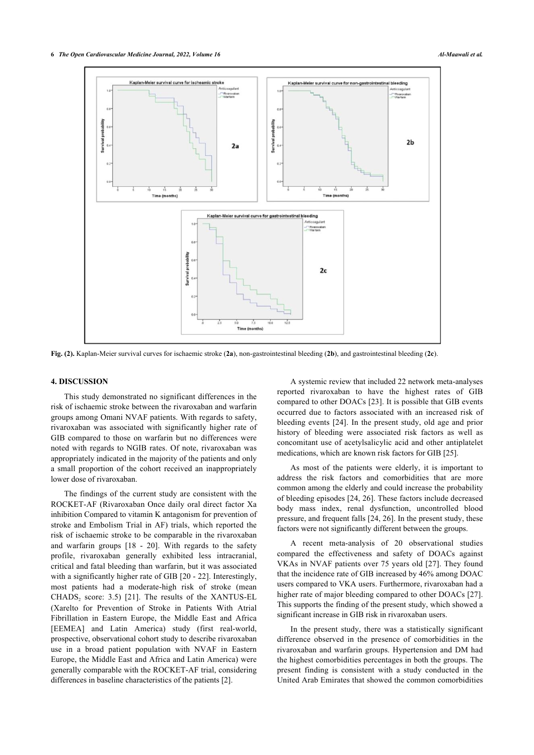Fig. (2). Kaplan-Meier survival curves for ischaemic stroke (2a), non-gastrointestinal bleeding (2b), and gastrointestinal bleeding (2c).

## 4. DISCUSSION

This study demonstrated no significant differences in the risk of ischaemic stroke between the rivaroxaban and warfarin groups among Omani NVAF patients. With regards to safety, rivaroxaban was associated with significantly higher rate of GIB compared to those on warfarin but no differences were noted with regards to NGIB rates. Of note, rivaroxaban was appropriately indicated in the majority of the patients and only a small proportion of the cohort received an inappropriately lower dose of rivaroxaban.

The findings of the current study are consistent with the ROCKET-AF (Rivaroxaban Once daily oral direct factor Xa inhibition Compared to vitamin K antagonism for prevention of stroke and Embolism Trial in AF) trials, which reported the risk of ischaemic stroke to be comparable in the rivaroxaban and warfarin groups [18 - 20]. With regards to the safety profile, rivaroxaban generally exhibited less intracranial, critical and fatal bleeding than warfarin, but it was associated with a significantly higher rate of GIB [20 - 22]. Interestingly, most patients had a moderate-high risk of stroke (mean $CHADS_2$ score: 3.5) [21]. The results of the XANTUS-EL (Xarelto for Prevention of Stroke in Patients With Atrial Fibrillation in Eastern Europe, the Middle East and Africa [EEMEA] and Latin America) study (first real-world, prospective, observational cohort study to describe rivaroxaban use in a broad patient population with NVAF in Eastern Europe, the Middle East and Africa and Latin America) were generally comparable with the ROCKET-AF trial, considering differences in baseline characteristics of the patients [2].

A systemic review that included 22 network meta-analyses reported rivaroxaban to have the highest rates of GIB compared to other DOACs [23]. It is possible that GIB events occurred due to factors associated with an increased risk of bleeding events [24]. In the present study, old age and prior history of bleeding were associated risk factors as well as concomitant use of acetylsalicylic acid and other antiplatelet medications, which are known risk factors for GIB [25].

As most of the patients were elderly, it is important to address the risk factors and comorbidities that are more common among the elderly and could increase the probability of bleeding episodes [24, 26]. These factors include decreased body mass index, renal dysfunction, uncontrolled blood pressure, and frequent falls [24, 26]. In the present study, these factors were not significantly different between the groups.

A recent meta-analysis of 20 observational studies compared the effectiveness and safety of DOACs against VKAs in NVAF patients over 75 years old [27]. They found that the incidence rate of GIB increased by 46% among DOAC users compared to VKA users. Furthermore, rivaroxaban had a higher rate of major bleeding compared to other DOACs [27]. This supports the finding of the present study, which showed a significant increase in GIB risk in rivaroxaban users.

In the present study, there was a statistically significant difference observed in the presence of comorbidities in the rivaroxaban and warfarin groups. Hypertension and DM had the highest comorbidities percentages in both the groups. The present finding is consistent with a study conducted in the United Arab Emirates that showed the common comorbidities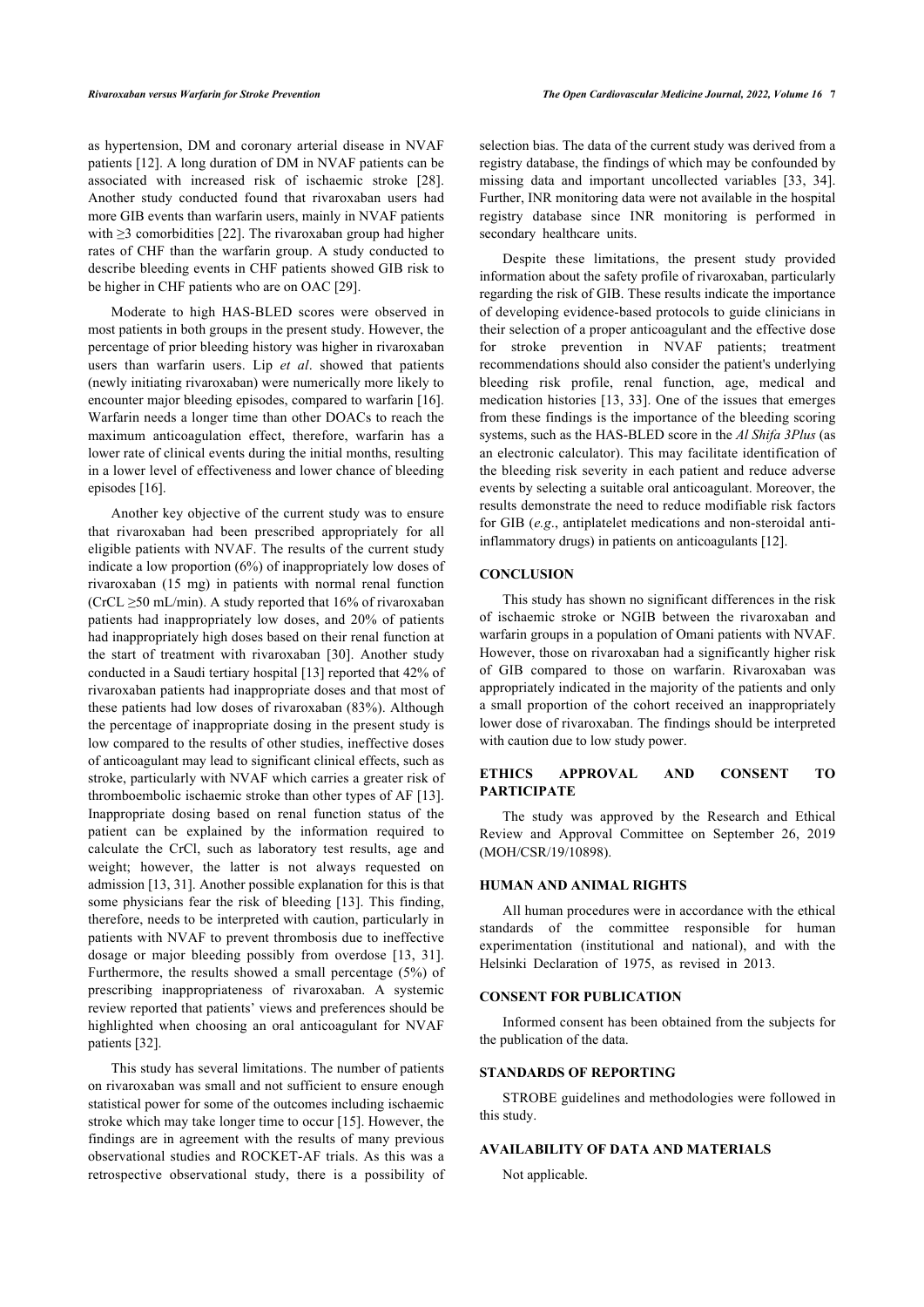as hypertension, DM and coronary arterial disease in NVAF patients [12]. A long duration of DM in NVAF patients can be associated with increased risk of ischaemic stroke [28]. Another study conducted found that rivaroxaban users had more GIB events than warfarin users, mainly in NVAF patients with ≥3 comorbidities [22]. The rivaroxaban group had higher rates of CHF than the warfarin group. A study conducted to describe bleeding events in CHF patients showed GIB risk to be higher in CHF patients who are on OAC [29].

Moderate to high HAS-BLED scores were observed in most patients in both groups in the present study. However, the percentage of prior bleeding history was higher in rivaroxaban users than warfarin users. Lip *et al*. showed that patients (newly initiating rivaroxaban) were numerically more likely to encounter major bleeding episodes, compared to warfarin [16]. Warfarin needs a longer time than other DOACs to reach the maximum anticoagulation effect, therefore, warfarin has a lower rate of clinical events during the initial months, resulting in a lower level of effectiveness and lower chance of bleeding episodes [16].

Another key objective of the current study was to ensure that rivaroxaban had been prescribed appropriately for all eligible patients with NVAF. The results of the current study indicate a low proportion (6%) of inappropriately low doses of rivaroxaban (15 mg) in patients with normal renal function (CrCL ≥50 mL/min). A study reported that 16% of rivaroxaban patients had inappropriately low doses, and 20% of patients had inappropriately high doses based on their renal function at the start of treatment with rivaroxaban [30]. Another study conducted in a Saudi tertiary hospital [13] reported that 42% of rivaroxaban patients had inappropriate doses and that most of these patients had low doses of rivaroxaban (83%). Although the percentage of inappropriate dosing in the present study is low compared to the results of other studies, ineffective doses of anticoagulant may lead to significant clinical effects, such as stroke, particularly with NVAF which carries a greater risk of thromboembolic ischaemic stroke than other types of AF [13]. Inappropriate dosing based on renal function status of the patient can be explained by the information required to calculate the CrCl, such as laboratory test results, age and weight; however, the latter is not always requested on admission [13, 31]. Another possible explanation for this is that some physicians fear the risk of bleeding [13]. This finding, therefore, needs to be interpreted with caution, particularly in patients with NVAF to prevent thrombosis due to ineffective dosage or major bleeding possibly from overdose [13, 31]. Furthermore, the results showed a small percentage (5%) of prescribing inappropriateness of rivaroxaban. A systemic review reported that patients' views and preferences should be highlighted when choosing an oral anticoagulant for NVAF patients [32].

This study has several limitations. The number of patients on rivaroxaban was small and not sufficient to ensure enough statistical power for some of the outcomes including ischaemic stroke which may take longer time to occur [15]. However, the findings are in agreement with the results of many previous observational studies and ROCKET-AF trials. As this was a retrospective observational study, there is a possibility of selection bias. The data of the current study was derived from a registry database, the findings of which may be confounded by missing data and important uncollected variables [33, 34]. Further, INR monitoring data were not available in the hospital registry database since INR monitoring is performed in secondary healthcare units.

Despite these limitations, the present study provided information about the safety profile of rivaroxaban, particularly regarding the risk of GIB. These results indicate the importance of developing evidence-based protocols to guide clinicians in their selection of a proper anticoagulant and the effective dose for stroke prevention in NVAF patients; treatment recommendations should also consider the patient's underlying bleeding risk profile, renal function, age, medical and medication histories [13, 33]. One of the issues that emerges from these findings is the importance of the bleeding scoring systems, such as the HAS-BLED score in the *Al Shifa 3Plus* (as an electronic calculator). This may facilitate identification of the bleeding risk severity in each patient and reduce adverse events by selecting a suitable oral anticoagulant. Moreover, the results demonstrate the need to reduce modifiable risk factors for GIB (*e.g*., antiplatelet medications and non-steroidal anti-inflammatory drugs) in patients on anticoagulants [12].

## CONCLUSION

This study has shown no significant differences in the risk of ischaemic stroke or NGIB between the rivaroxaban and warfarin groups in a population of Omani patients with NVAF. However, those on rivaroxaban had a significantly higher risk of GIB compared to those on warfarin. Rivaroxaban was appropriately indicated in the majority of the patients and only a small proportion of the cohort received an inappropriately lower dose of rivaroxaban. The findings should be interpreted with caution due to low study power.

## ETHICS APPROVAL AND CONSENT TO PARTICIPATE

The study was approved by the Research and Ethical Review and Approval Committee on September 26, 2019 (MOH/CSR/19/10898).

## HUMAN AND ANIMAL RIGHTS

All human procedures were in accordance with the ethical standards of the committee responsible for human experimentation (institutional and national), and with the Helsinki Declaration of 1975, as revised in 2013.

## CONSENT FOR PUBLICATION

Informed consent has been obtained from the subjects for the publication of the data.

## STANDARDS OF REPORTING

STROBE guidelines and methodologies were followed in this study.

## AVAILABILITY OF DATA AND MATERIALS

Not applicable.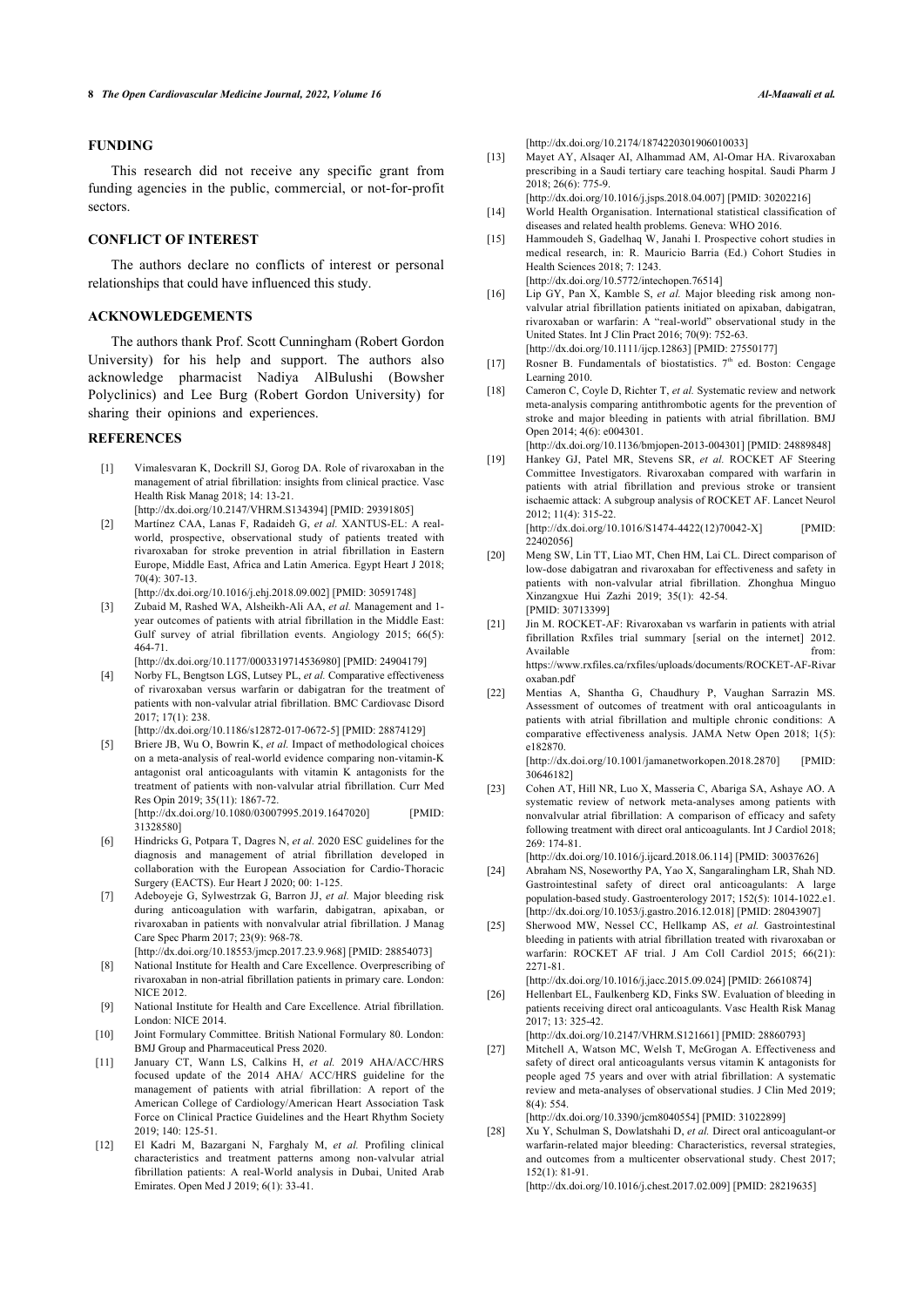## FUNDING

This research did not receive any specific grant from funding agencies in the public, commercial, or not-for-profit sectors.

## CONFLICT OF INTEREST

The authors declare no conflicts of interest or personal relationships that could have influenced this study.

## ACKNOWLEDGEMENTS

The authors thank Prof. Scott Cunningham (Robert Gordon University) for his help and support. The authors also acknowledge pharmacist Nadiya AlBulushi (Bowsher Polyclinics) and Lee Burg (Robert Gordon University) for sharing their opinions and experiences.

## REFERENCES

[1] Vimalesvaran K, Dockrill SJ, Gorog DA. Role of rivaroxaban in the management of atrial fibrillation: insights from clinical practice. Vasc Health Risk Manag 2018; 14: 13-21.
[http://dx.doi.org/10.2147/VHRM.S134394] [PMID: 29391805]

[2] Martínez CAA, Lanas F, Radaideh G, *et al.* XANTUS-EL: A real-world, prospective, observational study of patients treated with rivaroxaban for stroke prevention in atrial fibrillation in Eastern Europe, Middle East, Africa and Latin America. Egypt Heart J 2018; 70(4): 307-13.
[http://dx.doi.org/10.1016/j.ehj.2018.09.002] [PMID: 30591748]

[3] Zubaid M, Rashed WA, Alsheikh-Ali AA, *et al.* Management and 1-year outcomes of patients with atrial fibrillation in the Middle East: Gulf survey of atrial fibrillation events. Angiology 2015; 66(5): 464-71.
[http://dx.doi.org/10.1177/0003319714536980] [PMID: 24904179]

[4] Norby FL, Bengtson LGS, Lutsey PL, *et al.* Comparative effectiveness of rivaroxaban versus warfarin or dabigatran for the treatment of patients with non-valvular atrial fibrillation. BMC Cardiovasc Disord 2017; 17(1): 238.
[http://dx.doi.org/10.1186/s12872-017-0672-5] [PMID: 28874129]

[5] Briere JB, Wu O, Bowrin K, *et al.* Impact of methodological choices on a meta-analysis of real-world evidence comparing non-vitamin-K antagonist oral anticoagulants with vitamin K antagonists for the treatment of patients with non-valvular atrial fibrillation. Curr Med Res Opin 2019; 35(11): 1867-72.
[http://dx.doi.org/10.1080/03007995.2019.1647020] [PMID: 31328580]

[6] Hindricks G, Potpara T, Dagres N, *et al.* 2020 ESC guidelines for the diagnosis and management of atrial fibrillation developed in collaboration with the European Association for Cardio-Thoracic Surgery (EACTS). Eur Heart J 2020; 00: 1-125.

[7] Adeboyeje G, Sylwestrzak G, Barron JJ, *et al.* Major bleeding risk during anticoagulation with warfarin, dabigatran, apixaban, or rivaroxaban in patients with nonvalvular atrial fibrillation. J Manag Care Spec Pharm 2017; 23(9): 968-78.
[http://dx.doi.org/10.18553/jmcp.2017.23.9.968] [PMID: 28854073]

[8] National Institute for Health and Care Excellence. Overprescribing of rivaroxaban in non-atrial fibrillation patients in primary care. London: NICE 2012.

[9] National Institute for Health and Care Excellence. Atrial fibrillation. London: NICE 2014.

[10] Joint Formulary Committee. British National Formulary 80. London: BMJ Group and Pharmaceutical Press 2020.

[11] January CT, Wann LS, Calkins H, *et al.* 2019 AHA/ACC/HRS focused update of the 2014 AHA/ ACC/HRS guideline for the management of patients with atrial fibrillation: A report of the American College of Cardiology/American Heart Association Task Force on Clinical Practice Guidelines and the Heart Rhythm Society 2019; 140: 125-51.

[12] El Kadri M, Bazargani N, Farghaly M, *et al.* Profiling clinical characteristics and treatment patterns among non-valvular atrial fibrillation patients: A real-World analysis in Dubai, United Arab Emirates. Open Med J 2019; 6(1): 33-41.
[http://dx.doi.org/10.2174/1874220301906010033]

[13] Mayet AY, Alsaqer AI, Alhammad AM, Al-Omar HA. Rivaroxaban prescribing in a Saudi tertiary care teaching hospital. Saudi Pharm J 2018; 26(6): 775-9.
[http://dx.doi.org/10.1016/j.jsps.2018.04.007] [PMID: 30202216]

[14] World Health Organisation. International statistical classification of diseases and related health problems. Geneva: WHO 2016.

[15] Hammoudeh S, Gadelhaq W, Janahi I. Prospective cohort studies in medical research, in: R. Mauricio Barria (Ed.) Cohort Studies in Health Sciences 2018; 7: 1243.
[http://dx.doi.org/10.5772/intechopen.76514]

[16] Lip GY, Pan X, Kamble S, *et al.* Major bleeding risk among non-valvular atrial fibrillation patients initiated on apixaban, dabigatran, rivaroxaban or warfarin: A "real-world" observational study in the United States. Int J Clin Pract 2016; 70(9): 752-63.
[http://dx.doi.org/10.1111/ijcp.12863] [PMID: 27550177]

[17] Rosner B. Fundamentals of biostatistics. 7th ed. Boston: Cengage Learning 2010.

[18] Cameron C, Coyle D, Richter T, *et al.* Systematic review and network meta-analysis comparing antithrombotic agents for the prevention of stroke and major bleeding in patients with atrial fibrillation. BMJ Open 2014; 4(6): e004301.
[http://dx.doi.org/10.1136/bmjopen-2013-004301] [PMID: 24889848]

[19] Hankey GJ, Patel MR, Stevens SR, *et al.* ROCKET AF Steering Committee Investigators. Rivaroxaban compared with warfarin in patients with atrial fibrillation and previous stroke or transient ischaemic attack: A subgroup analysis of ROCKET AF. Lancet Neurol 2012; 11(4): 315-22.
[http://dx.doi.org/10.1016/S1474-4422(12)70042-X] [PMID: 22402056]

[20] Meng SW, Lin TT, Liao MT, Chen HM, Lai CL. Direct comparison of low-dose dabigatran and rivaroxaban for effectiveness and safety in patients with non-valvular atrial fibrillation. Zhonghua Minguo Xinzangxue Hui Zazhi 2019; 35(1): 42-54.
[PMID: 30713399]

[21] Jin M. ROCKET-AF: Rivaroxaban vs warfarin in patients with atrial fibrillation Rxfiles trial summary [serial on the internet] 2012. Available from: https://www.rxfiles.ca/rxfiles/uploads/documents/ROCKET-AF-Rivaroxaban.pdf

[22] Mentias A, Shantha G, Chaudhury P, Vaughan Sarrazin MS. Assessment of outcomes of treatment with oral anticoagulants in patients with atrial fibrillation and multiple chronic conditions: A comparative effectiveness analysis. JAMA Netw Open 2018; 1(5): e182870.
[http://dx.doi.org/10.1001/jamanetworkopen.2018.2870] [PMID: 30646182]

[23] Cohen AT, Hill NR, Luo X, Masseria C, Abariga SA, Ashaye AO. A systematic review of network meta-analyses among patients with nonvalvular atrial fibrillation: A comparison of efficacy and safety following treatment with direct oral anticoagulants. Int J Cardiol 2018; 269: 174-81.
[http://dx.doi.org/10.1016/j.ijcard.2018.06.114] [PMID: 30037626]

[24] Abraham NS, Noseworthy PA, Yao X, Sangaralingham LR, Shah ND. Gastrointestinal safety of direct oral anticoagulants: A large population-based study. Gastroenterology 2017; 152(5): 1014-1022.e1.
[http://dx.doi.org/10.1053/j.gastro.2016.12.018] [PMID: 28043907]

[25] Sherwood MW, Nessel CC, Hellkamp AS, *et al.* Gastrointestinal bleeding in patients with atrial fibrillation treated with rivaroxaban or warfarin: ROCKET AF trial. J Am Coll Cardiol 2015; 66(21): 2271-81.
[http://dx.doi.org/10.1016/j.jacc.2015.09.024] [PMID: 26610874]

[26] Hellenbart EL, Faulkenberg KD, Finks SW. Evaluation of bleeding in patients receiving direct oral anticoagulants. Vasc Health Risk Manag 2017; 13: 325-42.
[http://dx.doi.org/10.2147/VHRM.S121661] [PMID: 28860793]

[27] Mitchell A, Watson MC, Welsh T, McGrogan A. Effectiveness and safety of direct oral anticoagulants versus vitamin K antagonists for people aged 75 years and over with atrial fibrillation: A systematic review and meta-analyses of observational studies. J Clin Med 2019; 8(4): 554.
[http://dx.doi.org/10.3390/jcm8040554] [PMID: 31022899]

[28] Xu Y, Schulman S, Dowlatshahi D, *et al.* Direct oral anticoagulant-or warfarin-related major bleeding: Characteristics, reversal strategies, and outcomes from a multicenter observational study. Chest 2017; 152(1): 81-91.
[http://dx.doi.org/10.1016/j.chest.2017.02.009] [PMID: 28219635]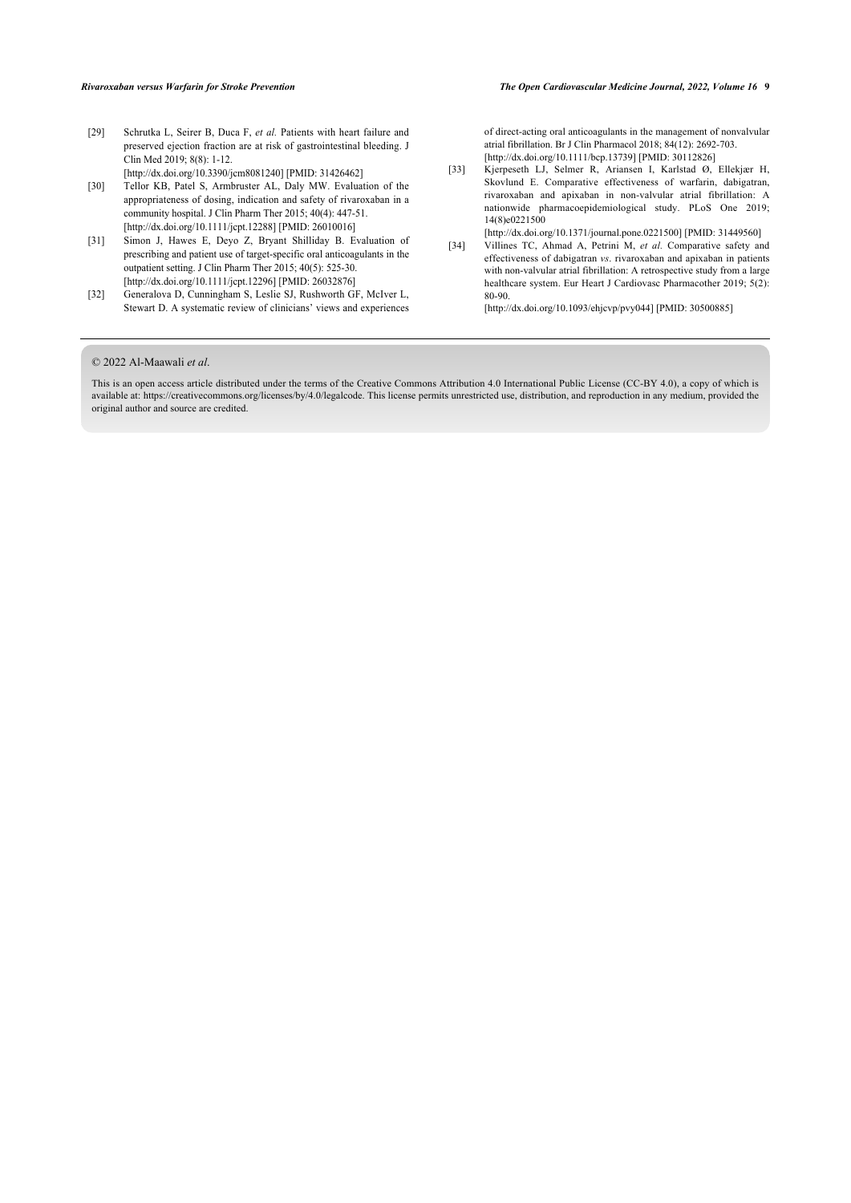[29] Schrutka L, Seirer B, Duca F, *et al.* Patients with heart failure and preserved ejection fraction are at risk of gastrointestinal bleeding. J Clin Med 2019; 8(8): 1-12.
[http://dx.doi.org/10.3390/jcm8081240] [PMID: 31426462]

[30] Tellor KB, Patel S, Armbruster AL, Daly MW. Evaluation of the appropriateness of dosing, indication and safety of rivaroxaban in a community hospital. J Clin Pharm Ther 2015; 40(4): 447-51.
[http://dx.doi.org/10.1111/jcpt.12288] [PMID: 26010016]

[31] Simon J, Hawes E, Deyo Z, Bryant Shilliday B. Evaluation of prescribing and patient use of target-specific oral anticoagulants in the outpatient setting. J Clin Pharm Ther 2015; 40(5): 525-30.
[http://dx.doi.org/10.1111/jcpt.12296] [PMID: 26032876]

[32] Generalova D, Cunningham S, Leslie SJ, Rushworth GF, McIver L, Stewart D. A systematic review of clinicians' views and experiences of direct-acting oral anticoagulants in the management of nonvalvular atrial fibrillation. Br J Clin Pharmacol 2018; 84(12): 2692-703.
[http://dx.doi.org/10.1111/bcp.13739] [PMID: 30112826]

[33] Kjerpeseth LJ, Selmer R, Ariansen I, Karlstad Ø, Ellekjær H, Skovlund E. Comparative effectiveness of warfarin, dabigatran, rivaroxaban and apixaban in non-valvular atrial fibrillation: A nationwide pharmacoepidemiological study. PLoS One 2019; 14(8)e0221500
[http://dx.doi.org/10.1371/journal.pone.0221500] [PMID: 31449560]

[34] Villines TC, Ahmad A, Petrini M, *et al.* Comparative safety and effectiveness of dabigatran *vs*. rivaroxaban and apixaban in patients with non-valvular atrial fibrillation: A retrospective study from a large healthcare system. Eur Heart J Cardiovasc Pharmacother 2019; 5(2): 80-90.
[http://dx.doi.org/10.1093/ehjcvp/pvy044] [PMID: 30500885]

© 2022 Al-Maawali *et al*.

This is an open access article distributed under the terms of the Creative Commons Attribution 4.0 International Public License (CC-BY 4.0), a copy of which is available at: https://creativecommons.org/licenses/by/4.0/legalcode. This license permits unrestricted use, distribution, and reproduction in any medium, provided the original author and source are credited.